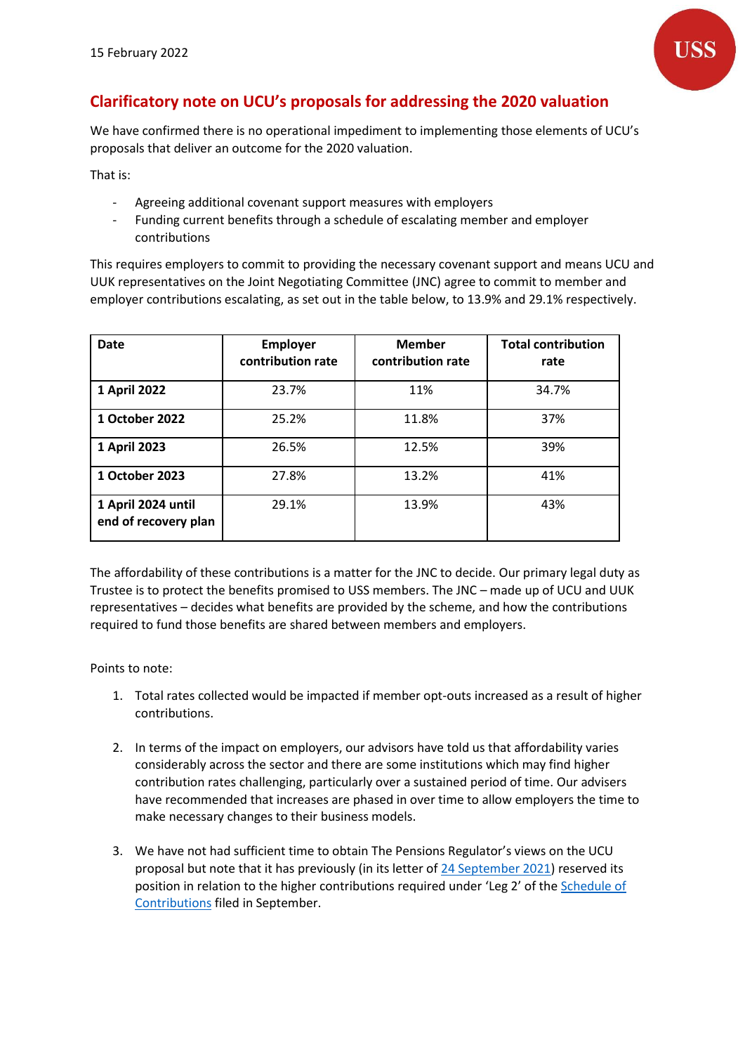15 February 2022

## Clarificatory note on UCU's proposals for addressing the 2020 valuation

We have confirmed there is no operational impediment to implementing those elements of UCU's proposals that deliver an outcome for the 2020 valuation.

That is:

- Agreeing additional covenant support measures with employers
- Funding current benefits through a schedule of escalating member and employer contributions

This requires employers to commit to providing the necessary covenant support and means UCU and UUK representatives on the Joint Negotiating Committee (JNC) agree to commit to member and employer contributions escalating, as set out in the table below, to 13.9% and 29.1% respectively.

| Date | Employer contribution rate | Member contribution rate | Total contribution rate |
|---|---|---|---|
| **1 April 2022** | 23.7% | 11% | 34.7% |
| **1 October 2022** | 25.2% | 11.8% | 37% |
| **1 April 2023** | 26.5% | 12.5% | 39% |
| **1 October 2023** | 27.8% | 13.2% | 41% |
| **1 April 2024 until end of recovery plan** | 29.1% | 13.9% | 43% |

The affordability of these contributions is a matter for the JNC to decide. Our primary legal duty as Trustee is to protect the benefits promised to USS members. The JNC – made up of UCU and UUK representatives – decides what benefits are provided by the scheme, and how the contributions required to fund those benefits are shared between members and employers.

Points to note:

1. Total rates collected would be impacted if member opt-outs increased as a result of higher contributions.

2. In terms of the impact on employers, our advisors have told us that affordability varies considerably across the sector and there are some institutions which may find higher contribution rates challenging, particularly over a sustained period of time. Our advisers have recommended that increases are phased in over time to allow employers the time to make necessary changes to their business models.

3. We have not had sufficient time to obtain The Pensions Regulator's views on the UCU proposal but note that it has previously (in its letter of 24 September 2021) reserved its position in relation to the higher contributions required under 'Leg 2' of the Schedule of Contributions filed in September.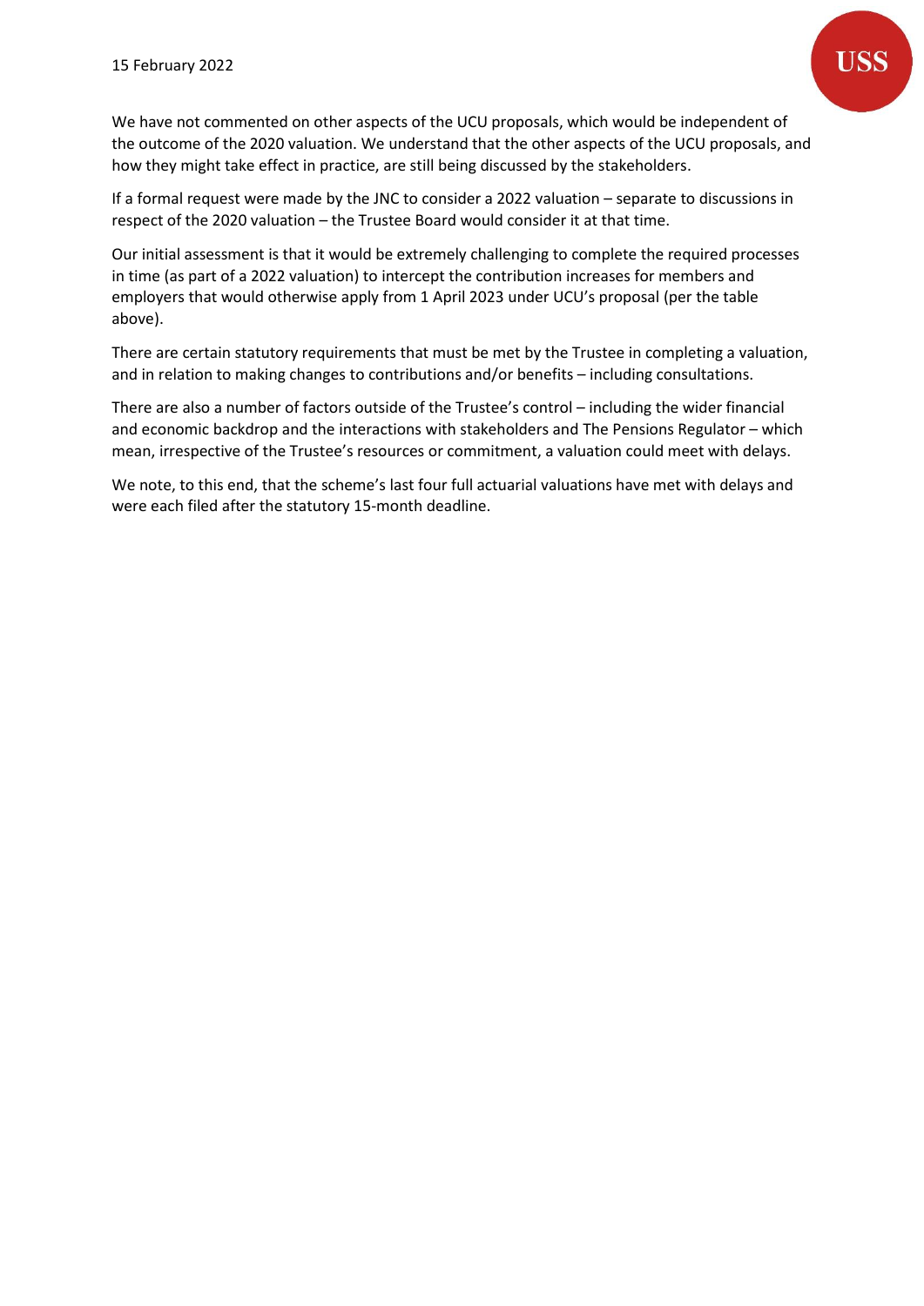We have not commented on other aspects of the UCU proposals, which would be independent of the outcome of the 2020 valuation. We understand that the other aspects of the UCU proposals, and how they might take effect in practice, are still being discussed by the stakeholders.

If a formal request were made by the JNC to consider a 2022 valuation – separate to discussions in respect of the 2020 valuation – the Trustee Board would consider it at that time.

Our initial assessment is that it would be extremely challenging to complete the required processes in time (as part of a 2022 valuation) to intercept the contribution increases for members and employers that would otherwise apply from 1 April 2023 under UCU's proposal (per the table above).

There are certain statutory requirements that must be met by the Trustee in completing a valuation, and in relation to making changes to contributions and/or benefits – including consultations.

There are also a number of factors outside of the Trustee's control – including the wider financial and economic backdrop and the interactions with stakeholders and The Pensions Regulator – which mean, irrespective of the Trustee's resources or commitment, a valuation could meet with delays.

We note, to this end, that the scheme's last four full actuarial valuations have met with delays and were each filed after the statutory 15-month deadline.